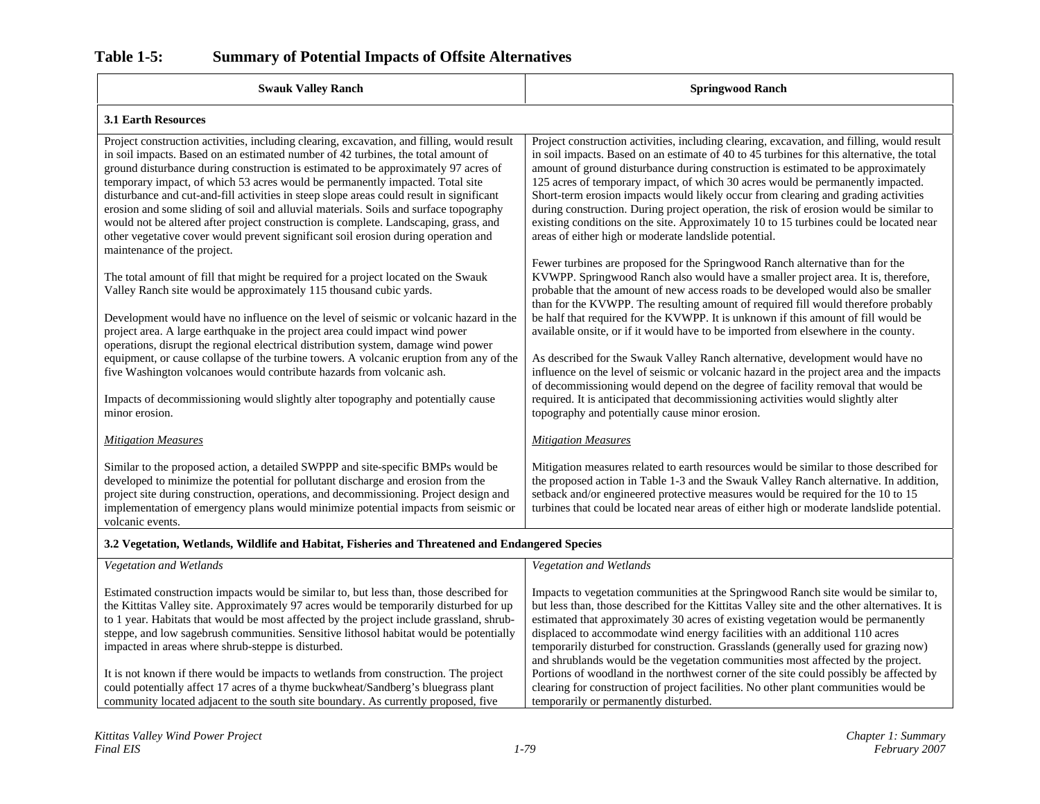## Table 1-5: Summary of Potential Impacts of Offsite Alternatives

| Swauk Valley Ranch | Springwood Ranch |
|---|---|
| **3.1 Earth Resources** | |
| Project construction activities, including clearing, excavation, and filling, would result in soil impacts. Based on an estimated number of 42 turbines, the total amount of ground disturbance during construction is estimated to be approximately 97 acres of temporary impact, of which 53 acres would be permanently impacted. Total site disturbance and cut-and-fill activities in steep slope areas could result in significant erosion and some sliding of soil and alluvial materials. Soils and surface topography would not be altered after project construction is complete. Landscaping, grass, and other vegetative cover would prevent significant soil erosion during operation and maintenance of the project.<br><br>The total amount of fill that might be required for a project located on the Swauk Valley Ranch site would be approximately 115 thousand cubic yards.<br><br>Development would have no influence on the level of seismic or volcanic hazard in the project area. A large earthquake in the project area could impact wind power operations, disrupt the regional electrical distribution system, damage wind power equipment, or cause collapse of the turbine towers. A volcanic eruption from any of the five Washington volcanoes would contribute hazards from volcanic ash.<br><br>Impacts of decommissioning would slightly alter topography and potentially cause minor erosion.<br><br>*Mitigation Measures*<br><br>Similar to the proposed action, a detailed SWPPP and site-specific BMPs would be developed to minimize the potential for pollutant discharge and erosion from the project site during construction, operations, and decommissioning. Project design and implementation of emergency plans would minimize potential impacts from seismic or volcanic events. | Project construction activities, including clearing, excavation, and filling, would result in soil impacts. Based on an estimate of 40 to 45 turbines for this alternative, the total amount of ground disturbance during construction is estimated to be approximately 125 acres of temporary impact, of which 30 acres would be permanently impacted. Short-term erosion impacts would likely occur from clearing and grading activities during construction. During project operation, the risk of erosion would be similar to existing conditions on the site. Approximately 10 to 15 turbines could be located near areas of either high or moderate landslide potential.<br><br>Fewer turbines are proposed for the Springwood Ranch alternative than for the KVWPP. Springwood Ranch also would have a smaller project area. It is, therefore, probable that the amount of new access roads to be developed would also be smaller than for the KVWPP. The resulting amount of required fill would therefore probably be half that required for the KVWPP. It is unknown if this amount of fill would be available onsite, or if it would have to be imported from elsewhere in the county.<br><br>As described for the Swauk Valley Ranch alternative, development would have no influence on the level of seismic or volcanic hazard in the project area and the impacts of decommissioning would depend on the degree of facility removal that would be required. It is anticipated that decommissioning activities would slightly alter topography and potentially cause minor erosion.<br><br>*Mitigation Measures*<br><br>Mitigation measures related to earth resources would be similar to those described for the proposed action in Table 1-3 and the Swauk Valley Ranch alternative. In addition, setback and/or engineered protective measures would be required for the 10 to 15 turbines that could be located near areas of either high or moderate landslide potential. |
| **3.2 Vegetation, Wetlands, Wildlife and Habitat, Fisheries and Threatened and Endangered Species** | |
| *Vegetation and Wetlands*<br><br>Estimated construction impacts would be similar to, but less than, those described for the Kittitas Valley site. Approximately 97 acres would be temporarily disturbed for up to 1 year. Habitats that would be most affected by the project include grassland, shrub-steppe, and low sagebrush communities. Sensitive lithosol habitat would be potentially impacted in areas where shrub-steppe is disturbed.<br><br>It is not known if there would be impacts to wetlands from construction. The project could potentially affect 17 acres of a thyme buckwheat/Sandberg's bluegrass plant community located adjacent to the south site boundary. As currently proposed, five | *Vegetation and Wetlands*<br><br>Impacts to vegetation communities at the Springwood Ranch site would be similar to, but less than, those described for the Kittitas Valley site and the other alternatives. It is estimated that approximately 30 acres of existing vegetation would be permanently displaced to accommodate wind energy facilities with an additional 110 acres temporarily disturbed for construction. Grasslands (generally used for grazing now) and shrublands would be the vegetation communities most affected by the project. Portions of woodland in the northwest corner of the site could possibly be affected by clearing for construction of project facilities. No other plant communities would be temporarily or permanently disturbed. |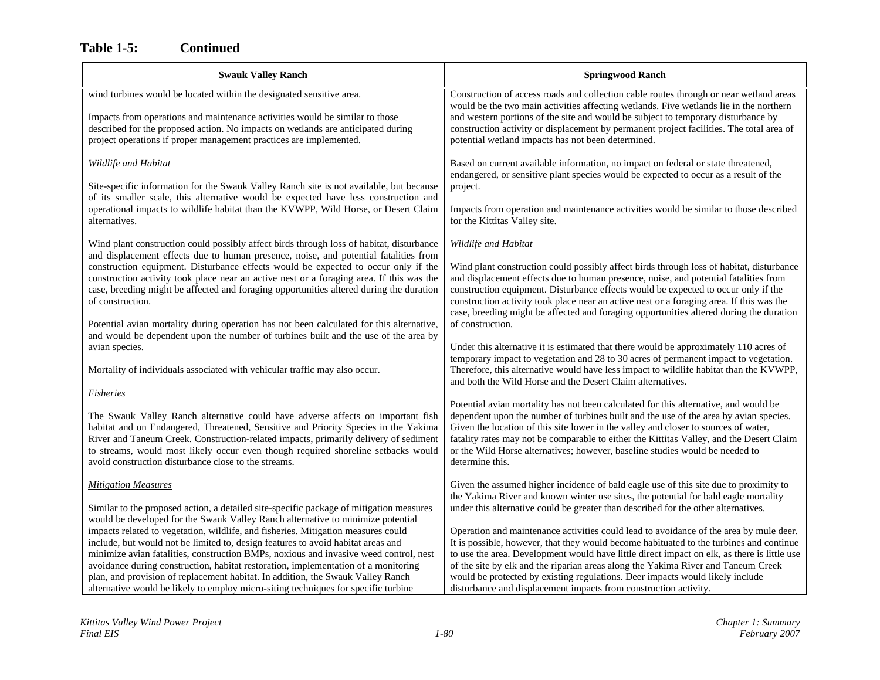## Table 1-5: Continued

| Swauk Valley Ranch | Springwood Ranch |
| --- | --- |
| wind turbines would be located within the designated sensitive area.<br><br>Impacts from operations and maintenance activities would be similar to those described for the proposed action. No impacts on wetlands are anticipated during project operations if proper management practices are implemented.<br><br>*Wildlife and Habitat*<br><br>Site-specific information for the Swauk Valley Ranch site is not available, but because of its smaller scale, this alternative would be expected have less construction and operational impacts to wildlife habitat than the KVWPP, Wild Horse, or Desert Claim alternatives.<br><br>Wind plant construction could possibly affect birds through loss of habitat, disturbance and displacement effects due to human presence, noise, and potential fatalities from construction equipment. Disturbance effects would be expected to occur only if the construction activity took place near an active nest or a foraging area. If this was the case, breeding might be affected and foraging opportunities altered during the duration of construction.<br><br>Potential avian mortality during operation has not been calculated for this alternative, and would be dependent upon the number of turbines built and the use of the area by avian species.<br><br>Mortality of individuals associated with vehicular traffic may also occur.<br><br>*Fisheries*<br><br>The Swauk Valley Ranch alternative could have adverse affects on important fish habitat and on Endangered, Threatened, Sensitive and Priority Species in the Yakima River and Taneum Creek. Construction-related impacts, primarily delivery of sediment to streams, would most likely occur even though required shoreline setbacks would avoid construction disturbance close to the streams.<br><br>*Mitigation Measures*<br><br>Similar to the proposed action, a detailed site-specific package of mitigation measures would be developed for the Swauk Valley Ranch alternative to minimize potential impacts related to vegetation, wildlife, and fisheries. Mitigation measures could include, but would not be limited to, design features to avoid habitat areas and minimize avian fatalities, construction BMPs, noxious and invasive weed control, nest avoidance during construction, habitat restoration, implementation of a monitoring plan, and provision of replacement habitat. In addition, the Swauk Valley Ranch alternative would be likely to employ micro-siting techniques for specific turbine | Construction of access roads and collection cable routes through or near wetland areas would be the two main activities affecting wetlands. Five wetlands lie in the northern and western portions of the site and would be subject to temporary disturbance by construction activity or displacement by permanent project facilities. The total area of potential wetland impacts has not been determined.<br><br>Based on current available information, no impact on federal or state threatened, endangered, or sensitive plant species would be expected to occur as a result of the project.<br><br>Impacts from operation and maintenance activities would be similar to those described for the Kittitas Valley site.<br><br>*Wildlife and Habitat*<br><br>Wind plant construction could possibly affect birds through loss of habitat, disturbance and displacement effects due to human presence, noise, and potential fatalities from construction equipment. Disturbance effects would be expected to occur only if the construction activity took place near an active nest or a foraging area. If this was the case, breeding might be affected and foraging opportunities altered during the duration of construction.<br><br>Under this alternative it is estimated that there would be approximately 110 acres of temporary impact to vegetation and 28 to 30 acres of permanent impact to vegetation. Therefore, this alternative would have less impact to wildlife habitat than the KVWPP, and both the Wild Horse and the Desert Claim alternatives.<br><br>Potential avian mortality has not been calculated for this alternative, and would be dependent upon the number of turbines built and the use of the area by avian species. Given the location of this site lower in the valley and closer to sources of water, fatality rates may not be comparable to either the Kittitas Valley, and the Desert Claim or the Wild Horse alternatives; however, baseline studies would be needed to determine this.<br><br>Given the assumed higher incidence of bald eagle use of this site due to proximity to the Yakima River and known winter use sites, the potential for bald eagle mortality under this alternative could be greater than described for the other alternatives.<br><br>Operation and maintenance activities could lead to avoidance of the area by mule deer. It is possible, however, that they would become habituated to the turbines and continue to use the area. Development would have little direct impact on elk, as there is little use of the site by elk and the riparian areas along the Yakima River and Taneum Creek would be protected by existing regulations. Deer impacts would likely include disturbance and displacement impacts from construction activity. |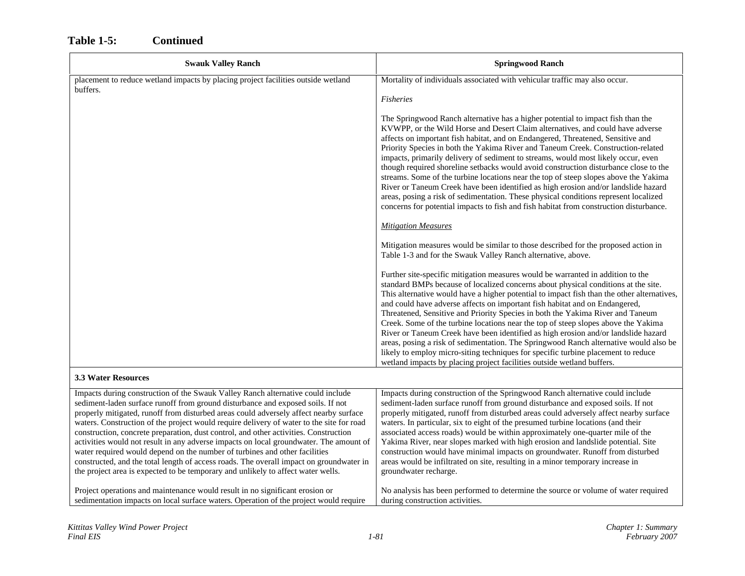**Table 1-5: Continued**

| Swauk Valley Ranch | Springwood Ranch |
|---|---|
| placement to reduce wetland impacts by placing project facilities outside wetland buffers. | Mortality of individuals associated with vehicular traffic may also occur.<br><br>*Fisheries*<br><br>The Springwood Ranch alternative has a higher potential to impact fish than the KVWPP, or the Wild Horse and Desert Claim alternatives, and could have adverse affects on important fish habitat, and on Endangered, Threatened, Sensitive and Priority Species in both the Yakima River and Taneum Creek. Construction-related impacts, primarily delivery of sediment to streams, would most likely occur, even though required shoreline setbacks would avoid construction disturbance close to the streams. Some of the turbine locations near the top of steep slopes above the Yakima River or Taneum Creek have been identified as high erosion and/or landslide hazard areas, posing a risk of sedimentation. These physical conditions represent localized concerns for potential impacts to fish and fish habitat from construction disturbance.<br><br>*Mitigation Measures*<br><br>Mitigation measures would be similar to those described for the proposed action in Table 1-3 and for the Swauk Valley Ranch alternative, above.<br><br>Further site-specific mitigation measures would be warranted in addition to the standard BMPs because of localized concerns about physical conditions at the site. This alternative would have a higher potential to impact fish than the other alternatives, and could have adverse affects on important fish habitat and on Endangered, Threatened, Sensitive and Priority Species in both the Yakima River and Taneum Creek. Some of the turbine locations near the top of steep slopes above the Yakima River or Taneum Creek have been identified as high erosion and/or landslide hazard areas, posing a risk of sedimentation. The Springwood Ranch alternative would also be likely to employ micro-siting techniques for specific turbine placement to reduce wetland impacts by placing project facilities outside wetland buffers. |
| **3.3 Water Resources** | |
| Impacts during construction of the Swauk Valley Ranch alternative could include sediment-laden surface runoff from ground disturbance and exposed soils. If not properly mitigated, runoff from disturbed areas could adversely affect nearby surface waters. Construction of the project would require delivery of water to the site for road construction, concrete preparation, dust control, and other activities. Construction activities would not result in any adverse impacts on local groundwater. The amount of water required would depend on the number of turbines and other facilities constructed, and the total length of access roads. The overall impact on groundwater in the project area is expected to be temporary and unlikely to affect water wells.<br><br>Project operations and maintenance would result in no significant erosion or sedimentation impacts on local surface waters. Operation of the project would require | Impacts during construction of the Springwood Ranch alternative could include sediment-laden surface runoff from ground disturbance and exposed soils. If not properly mitigated, runoff from disturbed areas could adversely affect nearby surface waters. In particular, six to eight of the presumed turbine locations (and their associated access roads) would be within approximately one-quarter mile of the Yakima River, near slopes marked with high erosion and landslide potential. Site construction would have minimal impacts on groundwater. Runoff from disturbed areas would be infiltrated on site, resulting in a minor temporary increase in groundwater recharge.<br><br>No analysis has been performed to determine the source or volume of water required during construction activities. |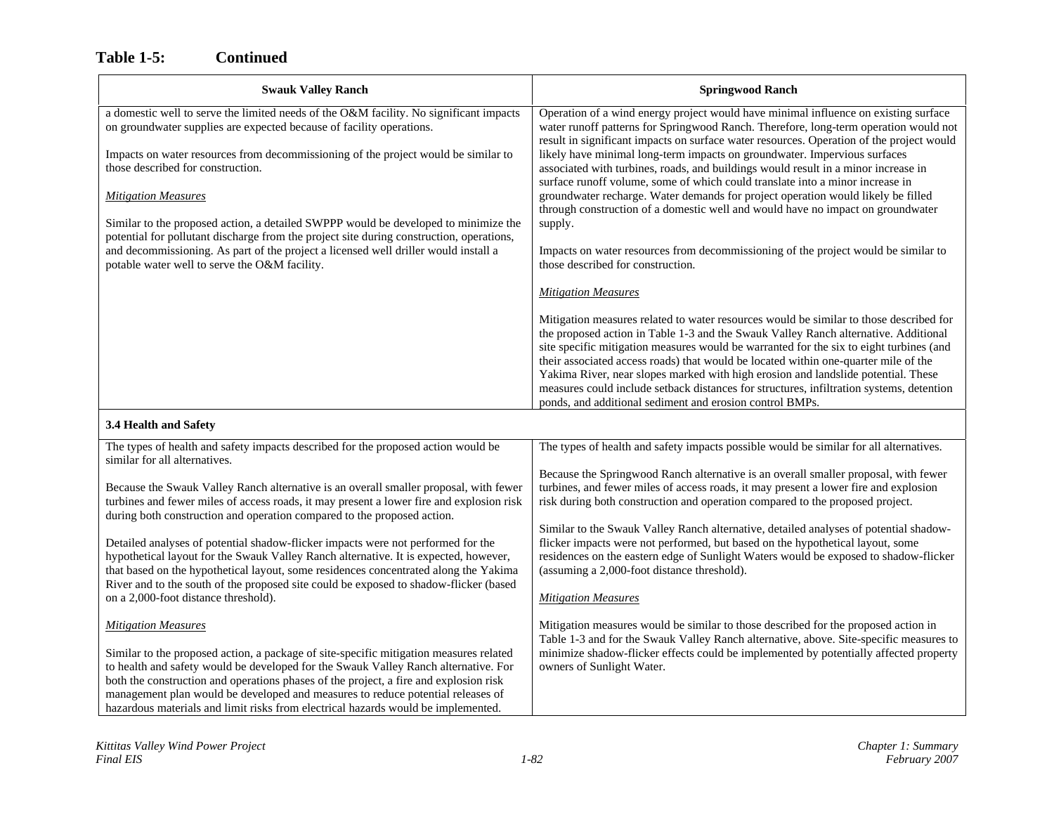## Table 1-5: Continued

| Swauk Valley Ranch | Springwood Ranch |
|---|---|
| a domestic well to serve the limited needs of the O&M facility. No significant impacts on groundwater supplies are expected because of facility operations.<br><br>Impacts on water resources from decommissioning of the project would be similar to those described for construction.<br><br>*Mitigation Measures*<br><br>Similar to the proposed action, a detailed SWPPP would be developed to minimize the potential for pollutant discharge from the project site during construction, operations, and decommissioning. As part of the project a licensed well driller would install a potable water well to serve the O&M facility. | Operation of a wind energy project would have minimal influence on existing surface water runoff patterns for Springwood Ranch. Therefore, long-term operation would not result in significant impacts on surface water resources. Operation of the project would likely have minimal long-term impacts on groundwater. Impervious surfaces associated with turbines, roads, and buildings would result in a minor increase in surface runoff volume, some of which could translate into a minor increase in groundwater recharge. Water demands for project operation would likely be filled through construction of a domestic well and would have no impact on groundwater supply.<br><br>Impacts on water resources from decommissioning of the project would be similar to those described for construction.<br><br>*Mitigation Measures*<br><br>Mitigation measures related to water resources would be similar to those described for the proposed action in Table 1-3 and the Swauk Valley Ranch alternative. Additional site specific mitigation measures would be warranted for the six to eight turbines (and their associated access roads) that would be located within one-quarter mile of the Yakima River, near slopes marked with high erosion and landslide potential. These measures could include setback distances for structures, infiltration systems, detention ponds, and additional sediment and erosion control BMPs. |
| **3.4 Health and Safety** | |
| The types of health and safety impacts described for the proposed action would be similar for all alternatives.<br><br>Because the Swauk Valley Ranch alternative is an overall smaller proposal, with fewer turbines and fewer miles of access roads, it may present a lower fire and explosion risk during both construction and operation compared to the proposed action.<br><br>Detailed analyses of potential shadow-flicker impacts were not performed for the hypothetical layout for the Swauk Valley Ranch alternative. It is expected, however, that based on the hypothetical layout, some residences concentrated along the Yakima River and to the south of the proposed site could be exposed to shadow-flicker (based on a 2,000-foot distance threshold).<br><br>*Mitigation Measures*<br><br>Similar to the proposed action, a package of site-specific mitigation measures related to health and safety would be developed for the Swauk Valley Ranch alternative. For both the construction and operations phases of the project, a fire and explosion risk management plan would be developed and measures to reduce potential releases of hazardous materials and limit risks from electrical hazards would be implemented. | The types of health and safety impacts possible would be similar for all alternatives.<br><br>Because the Springwood Ranch alternative is an overall smaller proposal, with fewer turbines, and fewer miles of access roads, it may present a lower fire and explosion risk during both construction and operation compared to the proposed project.<br><br>Similar to the Swauk Valley Ranch alternative, detailed analyses of potential shadow-flicker impacts were not performed, but based on the hypothetical layout, some residences on the eastern edge of Sunlight Waters would be exposed to shadow-flicker (assuming a 2,000-foot distance threshold).<br><br>*Mitigation Measures*<br><br>Mitigation measures would be similar to those described for the proposed action in Table 1-3 and for the Swauk Valley Ranch alternative, above. Site-specific measures to minimize shadow-flicker effects could be implemented by potentially affected property owners of Sunlight Water. |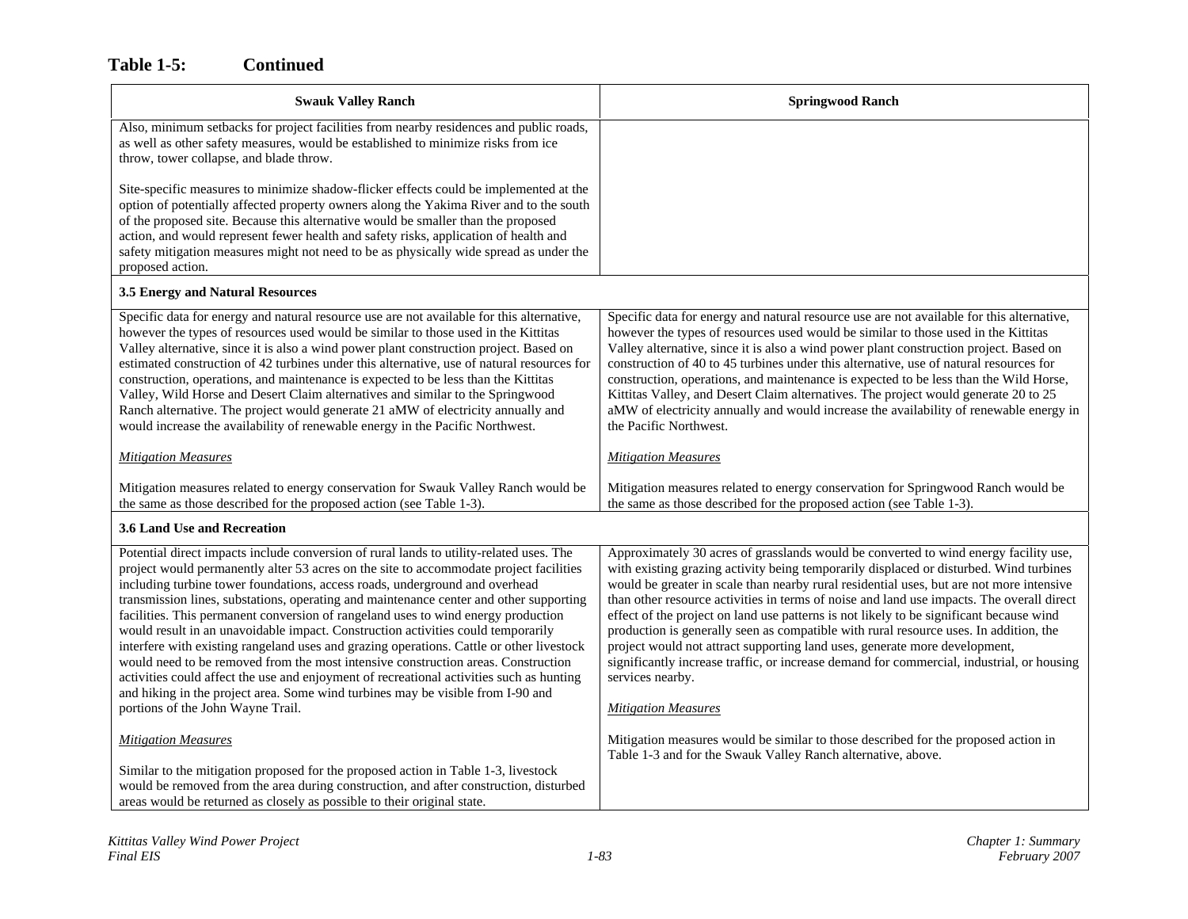## Table 1-5: Continued

| Swauk Valley Ranch | Springwood Ranch |
| --- | --- |
| Also, minimum setbacks for project facilities from nearby residences and public roads, as well as other safety measures, would be established to minimize risks from ice throw, tower collapse, and blade throw.<br><br>Site-specific measures to minimize shadow-flicker effects could be implemented at the option of potentially affected property owners along the Yakima River and to the south of the proposed site. Because this alternative would be smaller than the proposed action, and would represent fewer health and safety risks, application of health and safety mitigation measures might not need to be as physically wide spread as under the proposed action. | |
| **3.5 Energy and Natural Resources** | |
| Specific data for energy and natural resource use are not available for this alternative, however the types of resources used would be similar to those used in the Kittitas Valley alternative, since it is also a wind power plant construction project. Based on estimated construction of 42 turbines under this alternative, use of natural resources for construction, operations, and maintenance is expected to be less than the Kittitas Valley, Wild Horse and Desert Claim alternatives and similar to the Springwood Ranch alternative. The project would generate 21 aMW of electricity annually and would increase the availability of renewable energy in the Pacific Northwest.<br><br>*Mitigation Measures*<br><br>Mitigation measures related to energy conservation for Swauk Valley Ranch would be the same as those described for the proposed action (see Table 1-3). | Specific data for energy and natural resource use are not available for this alternative, however the types of resources used would be similar to those used in the Kittitas Valley alternative, since it is also a wind power plant construction project. Based on construction of 40 to 45 turbines under this alternative, use of natural resources for construction, operations, and maintenance is expected to be less than the Wild Horse, Kittitas Valley, and Desert Claim alternatives. The project would generate 20 to 25 aMW of electricity annually and would increase the availability of renewable energy in the Pacific Northwest.<br><br>*Mitigation Measures*<br><br>Mitigation measures related to energy conservation for Springwood Ranch would be the same as those described for the proposed action (see Table 1-3). |
| **3.6 Land Use and Recreation** | |
| Potential direct impacts include conversion of rural lands to utility-related uses. The project would permanently alter 53 acres on the site to accommodate project facilities including turbine tower foundations, access roads, underground and overhead transmission lines, substations, operating and maintenance center and other supporting facilities. This permanent conversion of rangeland uses to wind energy production would result in an unavoidable impact. Construction activities could temporarily interfere with existing rangeland uses and grazing operations. Cattle or other livestock would need to be removed from the most intensive construction areas. Construction activities could affect the use and enjoyment of recreational activities such as hunting and hiking in the project area. Some wind turbines may be visible from I-90 and portions of the John Wayne Trail.<br><br>*Mitigation Measures*<br><br>Similar to the mitigation proposed for the proposed action in Table 1-3, livestock would be removed from the area during construction, and after construction, disturbed areas would be returned as closely as possible to their original state. | Approximately 30 acres of grasslands would be converted to wind energy facility use, with existing grazing activity being temporarily displaced or disturbed. Wind turbines would be greater in scale than nearby rural residential uses, but are not more intensive than other resource activities in terms of noise and land use impacts. The overall direct effect of the project on land use patterns is not likely to be significant because wind production is generally seen as compatible with rural resource uses. In addition, the project would not attract supporting land uses, generate more development, significantly increase traffic, or increase demand for commercial, industrial, or housing services nearby.<br><br>*Mitigation Measures*<br><br>Mitigation measures would be similar to those described for the proposed action in Table 1-3 and for the Swauk Valley Ranch alternative, above. |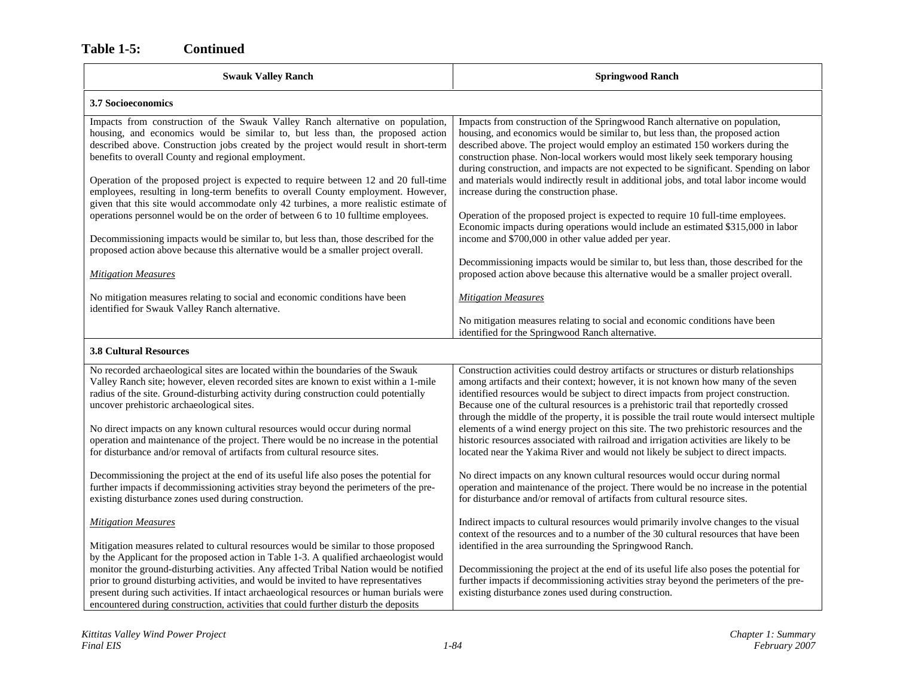## Table 1-5: Continued

| Swauk Valley Ranch | Springwood Ranch |
|---|---|
| **3.7 Socioeconomics** | |
| Impacts from construction of the Swauk Valley Ranch alternative on population, housing, and economics would be similar to, but less than, the proposed action described above. Construction jobs created by the project would result in short-term benefits to overall County and regional employment.<br><br>Operation of the proposed project is expected to require between 12 and 20 full-time employees, resulting in long-term benefits to overall County employment. However, given that this site would accommodate only 42 turbines, a more realistic estimate of operations personnel would be on the order of between 6 to 10 fulltime employees.<br><br>Decommissioning impacts would be similar to, but less than, those described for the proposed action above because this alternative would be a smaller project overall.<br><br>*Mitigation Measures*<br><br>No mitigation measures relating to social and economic conditions have been identified for Swauk Valley Ranch alternative. | Impacts from construction of the Springwood Ranch alternative on population, housing, and economics would be similar to, but less than, the proposed action described above. The project would employ an estimated 150 workers during the construction phase. Non-local workers would most likely seek temporary housing during construction, and impacts are not expected to be significant. Spending on labor and materials would indirectly result in additional jobs, and total labor income would increase during the construction phase.<br><br>Operation of the proposed project is expected to require 10 full-time employees. Economic impacts during operations would include an estimated $315,000 in labor income and $700,000 in other value added per year.<br><br>Decommissioning impacts would be similar to, but less than, those described for the proposed action above because this alternative would be a smaller project overall.<br><br>*Mitigation Measures*<br><br>No mitigation measures relating to social and economic conditions have been identified for the Springwood Ranch alternative. |
| **3.8 Cultural Resources** | |
| No recorded archaeological sites are located within the boundaries of the Swauk Valley Ranch site; however, eleven recorded sites are known to exist within a 1-mile radius of the site. Ground-disturbing activity during construction could potentially uncover prehistoric archaeological sites.<br><br>No direct impacts on any known cultural resources would occur during normal operation and maintenance of the project. There would be no increase in the potential for disturbance and/or removal of artifacts from cultural resource sites.<br><br>Decommissioning the project at the end of its useful life also poses the potential for further impacts if decommissioning activities stray beyond the perimeters of the pre-existing disturbance zones used during construction.<br><br>*Mitigation Measures*<br><br>Mitigation measures related to cultural resources would be similar to those proposed by the Applicant for the proposed action in Table 1-3. A qualified archaeologist would monitor the ground-disturbing activities. Any affected Tribal Nation would be notified prior to ground disturbing activities, and would be invited to have representatives present during such activities. If intact archaeological resources or human burials were encountered during construction, activities that could further disturb the deposits | Construction activities could destroy artifacts or structures or disturb relationships among artifacts and their context; however, it is not known how many of the seven identified resources would be subject to direct impacts from project construction. Because one of the cultural resources is a prehistoric trail that reportedly crossed through the middle of the property, it is possible the trail route would intersect multiple elements of a wind energy project on this site. The two prehistoric resources and the historic resources associated with railroad and irrigation activities are likely to be located near the Yakima River and would not likely be subject to direct impacts.<br><br>No direct impacts on any known cultural resources would occur during normal operation and maintenance of the project. There would be no increase in the potential for disturbance and/or removal of artifacts from cultural resource sites.<br><br>Indirect impacts to cultural resources would primarily involve changes to the visual context of the resources and to a number of the 30 cultural resources that have been identified in the area surrounding the Springwood Ranch.<br><br>Decommissioning the project at the end of its useful life also poses the potential for further impacts if decommissioning activities stray beyond the perimeters of the pre-existing disturbance zones used during construction. |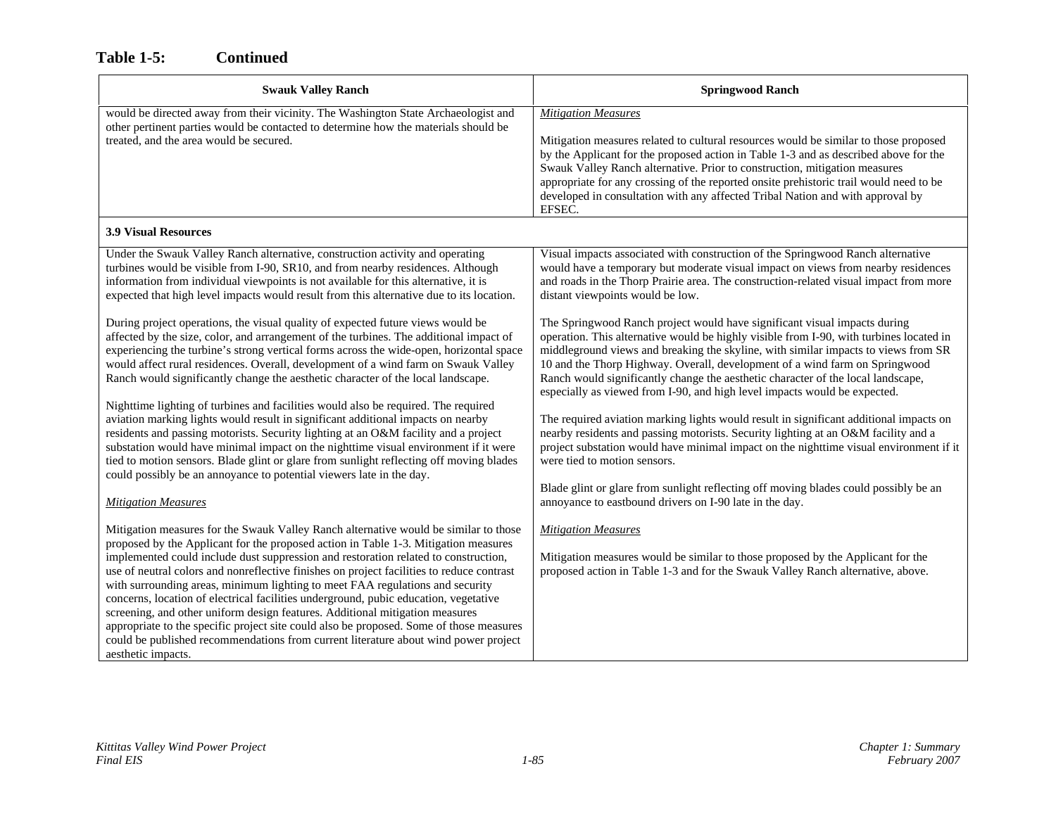**Table 1-5: Continued**

| Swauk Valley Ranch | Springwood Ranch |
|---|---|
| would be directed away from their vicinity. The Washington State Archaeologist and other pertinent parties would be contacted to determine how the materials should be treated, and the area would be secured. | *Mitigation Measures*<br><br>Mitigation measures related to cultural resources would be similar to those proposed by the Applicant for the proposed action in Table 1-3 and as described above for the Swauk Valley Ranch alternative. Prior to construction, mitigation measures appropriate for any crossing of the reported onsite prehistoric trail would need to be developed in consultation with any affected Tribal Nation and with approval by EFSEC. |
| **3.9 Visual Resources** | |
| Under the Swauk Valley Ranch alternative, construction activity and operating turbines would be visible from I-90, SR10, and from nearby residences. Although information from individual viewpoints is not available for this alternative, it is expected that high level impacts would result from this alternative due to its location.<br><br>During project operations, the visual quality of expected future views would be affected by the size, color, and arrangement of the turbines. The additional impact of experiencing the turbine's strong vertical forms across the wide-open, horizontal space would affect rural residences. Overall, development of a wind farm on Swauk Valley Ranch would significantly change the aesthetic character of the local landscape.<br><br>Nighttime lighting of turbines and facilities would also be required. The required aviation marking lights would result in significant additional impacts on nearby residents and passing motorists. Security lighting at an O&M facility and a project substation would have minimal impact on the nighttime visual environment if it were tied to motion sensors. Blade glint or glare from sunlight reflecting off moving blades could possibly be an annoyance to potential viewers late in the day.<br><br>*Mitigation Measures*<br><br>Mitigation measures for the Swauk Valley Ranch alternative would be similar to those proposed by the Applicant for the proposed action in Table 1-3. Mitigation measures implemented could include dust suppression and restoration related to construction, use of neutral colors and nonreflective finishes on project facilities to reduce contrast with surrounding areas, minimum lighting to meet FAA regulations and security concerns, location of electrical facilities underground, pubic education, vegetative screening, and other uniform design features. Additional mitigation measures appropriate to the specific project site could also be proposed. Some of those measures could be published recommendations from current literature about wind power project aesthetic impacts. | Visual impacts associated with construction of the Springwood Ranch alternative would have a temporary but moderate visual impact on views from nearby residences and roads in the Thorp Prairie area. The construction-related visual impact from more distant viewpoints would be low.<br><br>The Springwood Ranch project would have significant visual impacts during operation. This alternative would be highly visible from I-90, with turbines located in middleground views and breaking the skyline, with similar impacts to views from SR 10 and the Thorp Highway. Overall, development of a wind farm on Springwood Ranch would significantly change the aesthetic character of the local landscape, especially as viewed from I-90, and high level impacts would be expected.<br><br>The required aviation marking lights would result in significant additional impacts on nearby residents and passing motorists. Security lighting at an O&M facility and a project substation would have minimal impact on the nighttime visual environment if it were tied to motion sensors.<br><br>Blade glint or glare from sunlight reflecting off moving blades could possibly be an annoyance to eastbound drivers on I-90 late in the day.<br><br>*Mitigation Measures*<br><br>Mitigation measures would be similar to those proposed by the Applicant for the proposed action in Table 1-3 and for the Swauk Valley Ranch alternative, above. |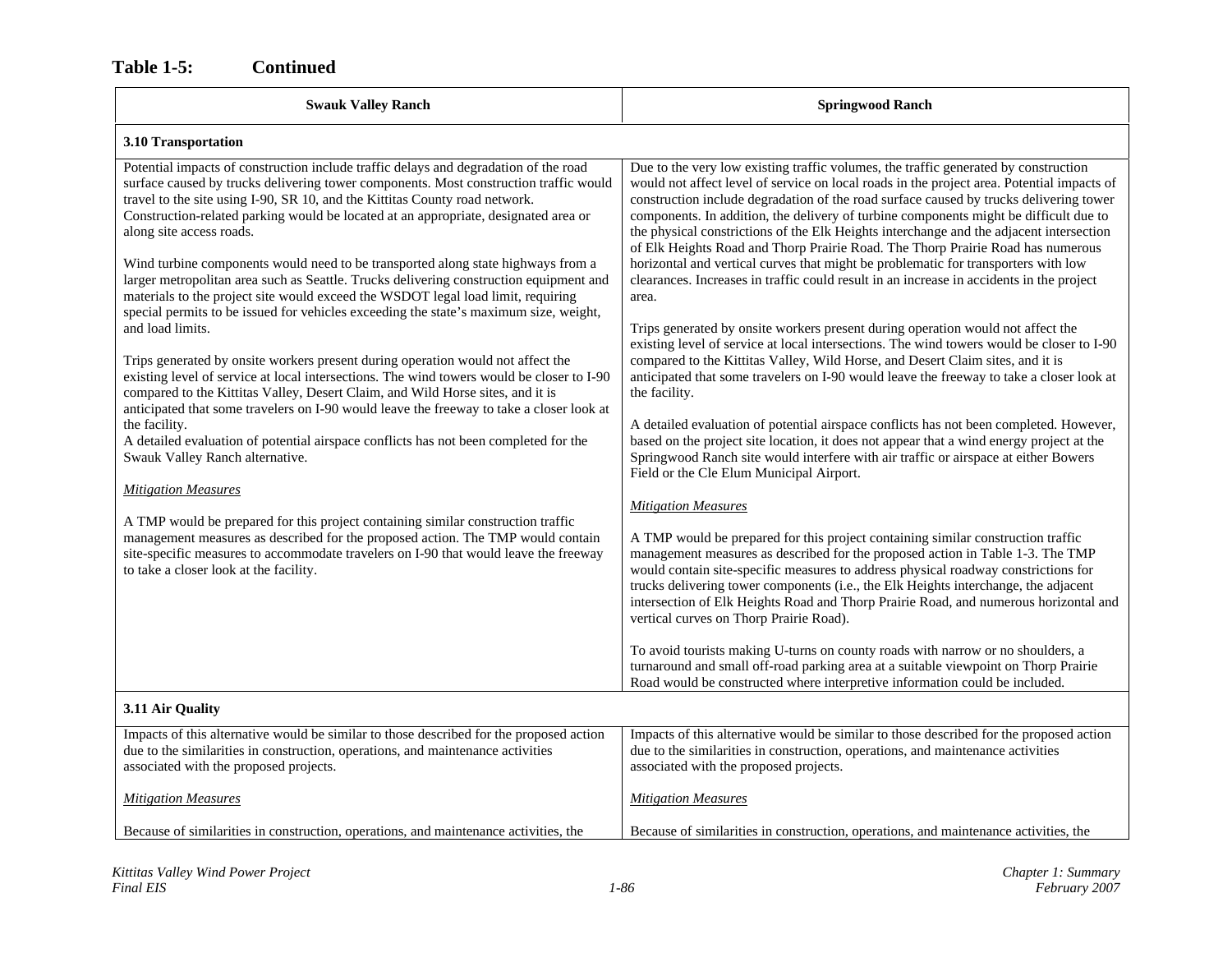## Table 1-5: Continued

| Swauk Valley Ranch | Springwood Ranch |
|---|---|
| **3.10 Transportation** | |
| Potential impacts of construction include traffic delays and degradation of the road surface caused by trucks delivering tower components. Most construction traffic would travel to the site using I-90, SR 10, and the Kittitas County road network. Construction-related parking would be located at an appropriate, designated area or along site access roads.<br><br>Wind turbine components would need to be transported along state highways from a larger metropolitan area such as Seattle. Trucks delivering construction equipment and materials to the project site would exceed the WSDOT legal load limit, requiring special permits to be issued for vehicles exceeding the state's maximum size, weight, and load limits.<br><br>Trips generated by onsite workers present during operation would not affect the existing level of service at local intersections. The wind towers would be closer to I-90 compared to the Kittitas Valley, Desert Claim, and Wild Horse sites, and it is anticipated that some travelers on I-90 would leave the freeway to take a closer look at the facility.<br>A detailed evaluation of potential airspace conflicts has not been completed for the Swauk Valley Ranch alternative.<br><br>*Mitigation Measures*<br><br>A TMP would be prepared for this project containing similar construction traffic management measures as described for the proposed action. The TMP would contain site-specific measures to accommodate travelers on I-90 that would leave the freeway to take a closer look at the facility. | Due to the very low existing traffic volumes, the traffic generated by construction would not affect level of service on local roads in the project area. Potential impacts of construction include degradation of the road surface caused by trucks delivering tower components. In addition, the delivery of turbine components might be difficult due to the physical constrictions of the Elk Heights interchange and the adjacent intersection of Elk Heights Road and Thorp Prairie Road. The Thorp Prairie Road has numerous horizontal and vertical curves that might be problematic for transporters with low clearances. Increases in traffic could result in an increase in accidents in the project area.<br><br>Trips generated by onsite workers present during operation would not affect the existing level of service at local intersections. The wind towers would be closer to I-90 compared to the Kittitas Valley, Wild Horse, and Desert Claim sites, and it is anticipated that some travelers on I-90 would leave the freeway to take a closer look at the facility.<br><br>A detailed evaluation of potential airspace conflicts has not been completed. However, based on the project site location, it does not appear that a wind energy project at the Springwood Ranch site would interfere with air traffic or airspace at either Bowers Field or the Cle Elum Municipal Airport.<br><br>*Mitigation Measures*<br><br>A TMP would be prepared for this project containing similar construction traffic management measures as described for the proposed action in Table 1-3. The TMP would contain site-specific measures to address physical roadway constrictions for trucks delivering tower components (i.e., the Elk Heights interchange, the adjacent intersection of Elk Heights Road and Thorp Prairie Road, and numerous horizontal and vertical curves on Thorp Prairie Road).<br><br>To avoid tourists making U-turns on county roads with narrow or no shoulders, a turnaround and small off-road parking area at a suitable viewpoint on Thorp Prairie Road would be constructed where interpretive information could be included. |
| **3.11 Air Quality** | |
| Impacts of this alternative would be similar to those described for the proposed action due to the similarities in construction, operations, and maintenance activities associated with the proposed projects.<br><br>*Mitigation Measures*<br><br>Because of similarities in construction, operations, and maintenance activities, the | Impacts of this alternative would be similar to those described for the proposed action due to the similarities in construction, operations, and maintenance activities associated with the proposed projects.<br><br>*Mitigation Measures*<br><br>Because of similarities in construction, operations, and maintenance activities, the |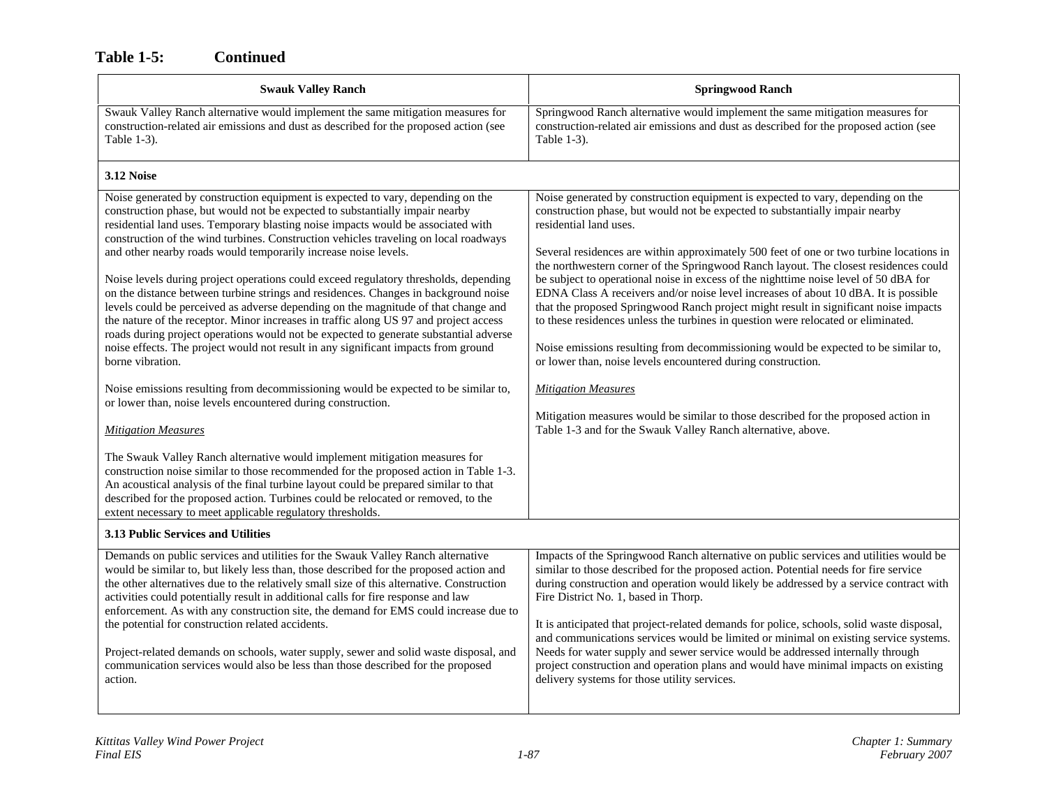## Table 1-5: Continued

| Swauk Valley Ranch | Springwood Ranch |
|---|---|
| Swauk Valley Ranch alternative would implement the same mitigation measures for construction-related air emissions and dust as described for the proposed action (see Table 1-3). | Springwood Ranch alternative would implement the same mitigation measures for construction-related air emissions and dust as described for the proposed action (see Table 1-3). |
| **3.12 Noise** | |
| Noise generated by construction equipment is expected to vary, depending on the construction phase, but would not be expected to substantially impair nearby residential land uses. Temporary blasting noise impacts would be associated with construction of the wind turbines. Construction vehicles traveling on local roadways and other nearby roads would temporarily increase noise levels.<br><br>Noise levels during project operations could exceed regulatory thresholds, depending on the distance between turbine strings and residences. Changes in background noise levels could be perceived as adverse depending on the magnitude of that change and the nature of the receptor. Minor increases in traffic along US 97 and project access roads during project operations would not be expected to generate substantial adverse noise effects. The project would not result in any significant impacts from ground borne vibration.<br><br>Noise emissions resulting from decommissioning would be expected to be similar to, or lower than, noise levels encountered during construction.<br><br>*Mitigation Measures*<br><br>The Swauk Valley Ranch alternative would implement mitigation measures for construction noise similar to those recommended for the proposed action in Table 1-3. An acoustical analysis of the final turbine layout could be prepared similar to that described for the proposed action. Turbines could be relocated or removed, to the extent necessary to meet applicable regulatory thresholds. | Noise generated by construction equipment is expected to vary, depending on the construction phase, but would not be expected to substantially impair nearby residential land uses.<br><br>Several residences are within approximately 500 feet of one or two turbine locations in the northwestern corner of the Springwood Ranch layout. The closest residences could be subject to operational noise in excess of the nighttime noise level of 50 dBA for EDNA Class A receivers and/or noise level increases of about 10 dBA. It is possible that the proposed Springwood Ranch project might result in significant noise impacts to these residences unless the turbines in question were relocated or eliminated.<br><br>Noise emissions resulting from decommissioning would be expected to be similar to, or lower than, noise levels encountered during construction.<br><br>*Mitigation Measures*<br><br>Mitigation measures would be similar to those described for the proposed action in Table 1-3 and for the Swauk Valley Ranch alternative, above. |
| **3.13 Public Services and Utilities** | |
| Demands on public services and utilities for the Swauk Valley Ranch alternative would be similar to, but likely less than, those described for the proposed action and the other alternatives due to the relatively small size of this alternative. Construction activities could potentially result in additional calls for fire response and law enforcement. As with any construction site, the demand for EMS could increase due to the potential for construction related accidents.<br><br>Project-related demands on schools, water supply, sewer and solid waste disposal, and communication services would also be less than those described for the proposed action. | Impacts of the Springwood Ranch alternative on public services and utilities would be similar to those described for the proposed action. Potential needs for fire service during construction and operation would likely be addressed by a service contract with Fire District No. 1, based in Thorp.<br><br>It is anticipated that project-related demands for police, schools, solid waste disposal, and communications services would be limited or minimal on existing service systems. Needs for water supply and sewer service would be addressed internally through project construction and operation plans and would have minimal impacts on existing delivery systems for those utility services. |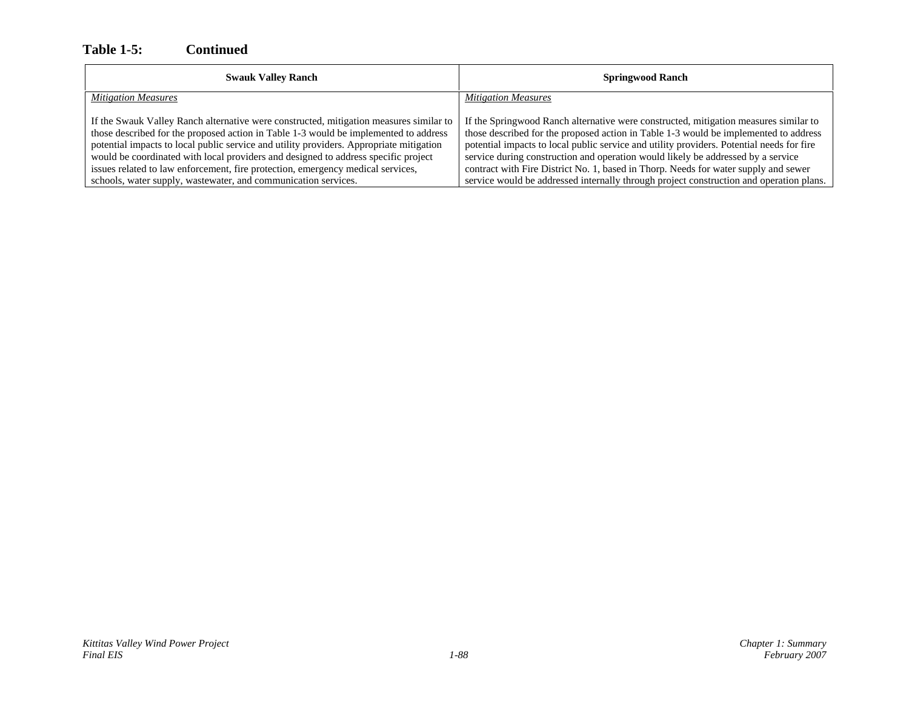**Table 1-5: Continued**

| Swauk Valley Ranch | Springwood Ranch |
|---|---|
| *Mitigation Measures*<br><br>If the Swauk Valley Ranch alternative were constructed, mitigation measures similar to those described for the proposed action in Table 1-3 would be implemented to address potential impacts to local public service and utility providers. Appropriate mitigation would be coordinated with local providers and designed to address specific project issues related to law enforcement, fire protection, emergency medical services, schools, water supply, wastewater, and communication services. | *Mitigation Measures*<br><br>If the Springwood Ranch alternative were constructed, mitigation measures similar to those described for the proposed action in Table 1-3 would be implemented to address potential impacts to local public service and utility providers. Potential needs for fire service during construction and operation would likely be addressed by a service contract with Fire District No. 1, based in Thorp. Needs for water supply and sewer service would be addressed internally through project construction and operation plans. |